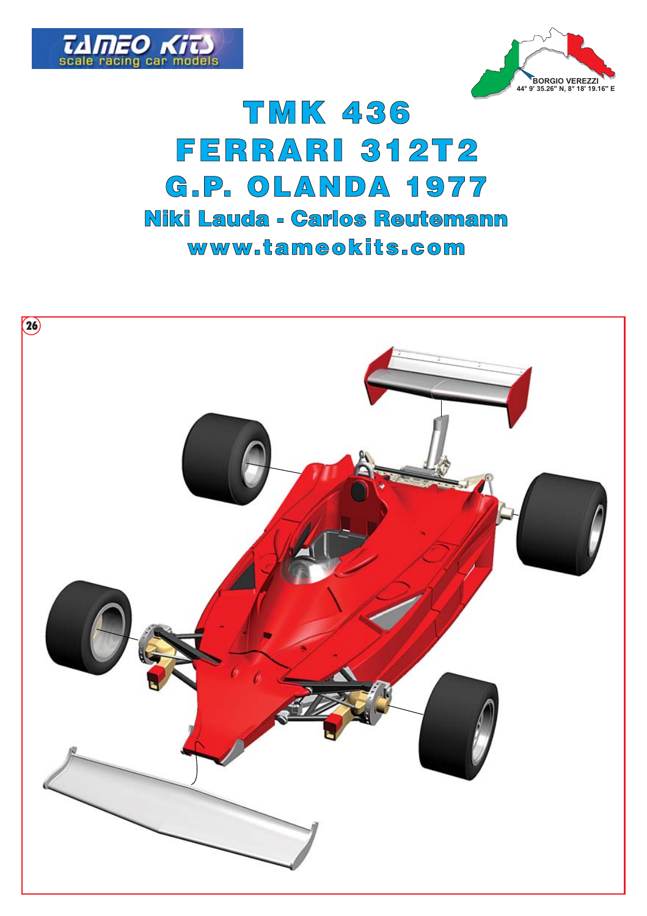TAMEO KITS
scale racing car models

BORGIO VEREZZI
44° 9' 35.26" N, 8° 18' 19.16" E

# TMK 436
# FERRARI 312T2
# G.P. OLANDA 1977
## Niki Lauda - Carlos Reutemann
### www.tameokits.com

26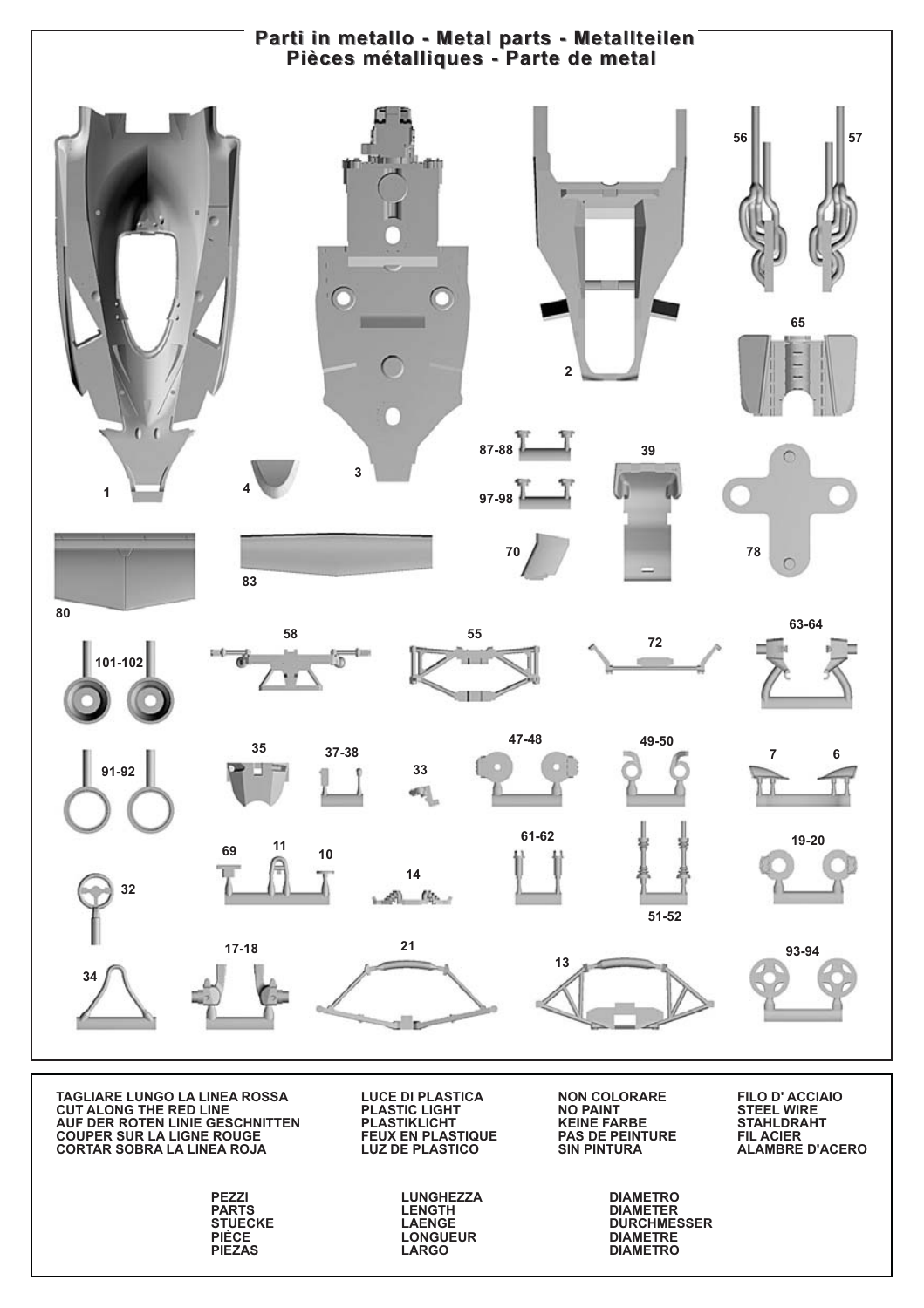# Parti in metallo - Metal parts - Metallteilen
# Pièces métalliques - Parte de metal

1, 2, 3, 4, 56, 57, 65, 87-88, 97-98, 39, 78, 70, 80, 83, 58, 55, 72, 63-64, 101-102, 35, 37-38, 33, 47-48, 49-50, 7, 6, 91-92, 69, 11, 10, 14, 61-62, 51-52, 19-20, 32, 17-18, 21, 13, 93-94, 34

TAGLIARE LUNGO LA LINEA ROSSA
CUT ALONG THE RED LINE
AUF DER ROTEN LINIE GESCHNITTEN
COUPER SUR LA LIGNE ROUGE
CORTAR SOBRA LA LINEA ROJA

LUCE DI PLASTICA
PLASTIC LIGHT
PLASTIKLICHT
FEUX EN PLASTIQUE
LUZ DE PLASTICO

NON COLORARE
NO PAINT
KEINE FARBE
PAS DE PEINTURE
SIN PINTURA

FILO D' ACCIAIO
STEEL WIRE
STAHLDRAHT
FIL ACIER
ALAMBRE D'ACERO

PEZZI
PARTS
STUECKE
PIÈCE
PIEZAS

LUNGHEZZA
LENGTH
LAENGE
LONGUEUR
LARGO

DIAMETRO
DIAMETER
DURCHMESSER
DIAMETRE
DIAMETRO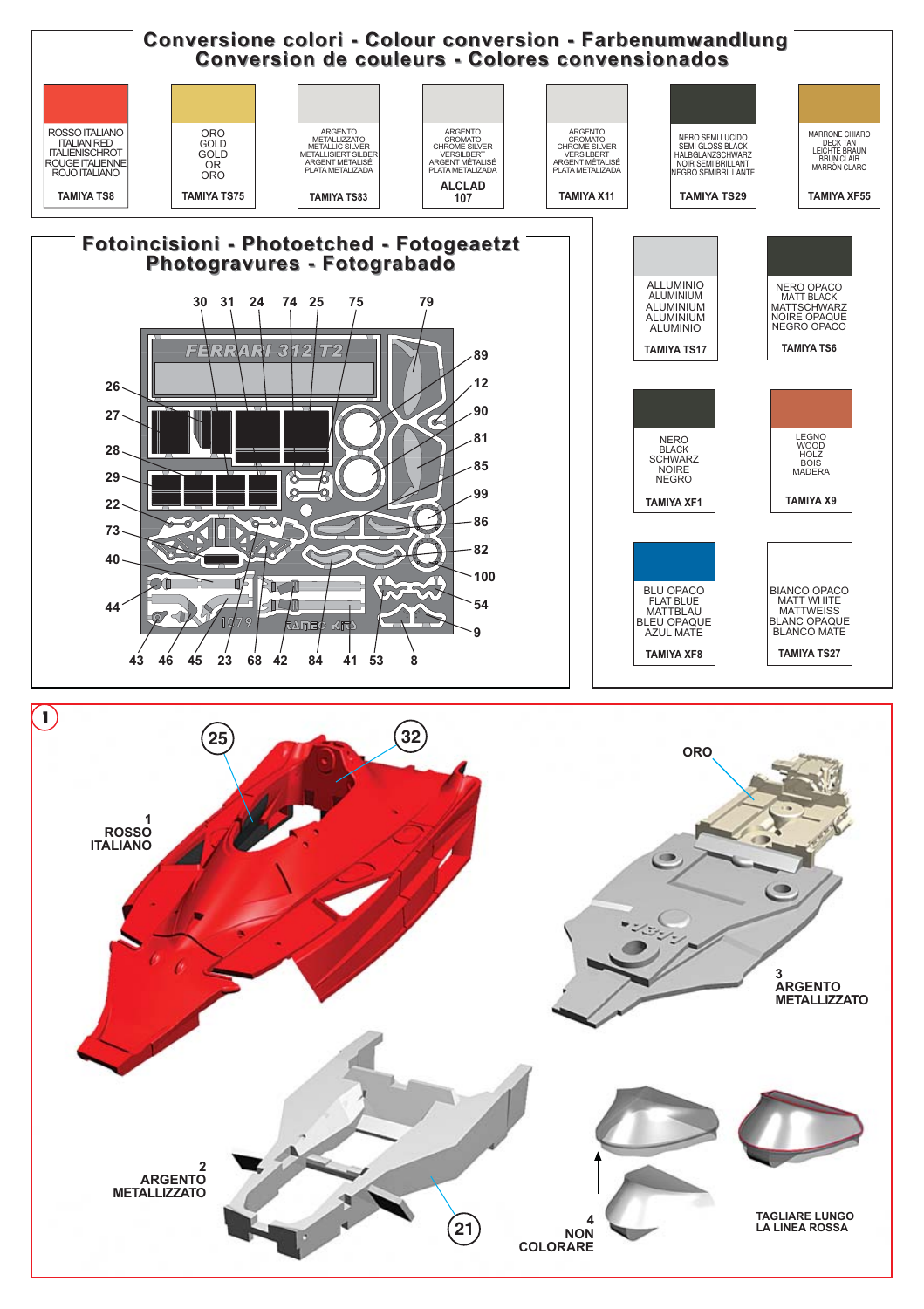## Conversione colori - Colour conversion - Farbenumwandlung
## Conversion de couleurs - Colores convensionados

| Colore | Tamiya |
|---|---|
| ROSSO ITALIANO / ITALIAN RED / ITALIENISCHROT / ROUGE ITALIENNE / ROJO ITALIANO | TAMIYA TS8 |
| ORO / GOLD / GOLD / OR / ORO | TAMIYA TS75 |
| ARGENTO METALLIZZATO / METALLIC SILVER / METALLISIERT SILBER / ARGENT MÉTALISÉ / PLATA METALIZADA | TAMIYA TS83 |
| ARGENTO CROMATO / CHROME SILVER / VERSILBERT / ARGENT MÉTALISÉ / PLATA METALIZADA | ALCLAD 107 |
| ARGENTO CROMATO / CHROME SILVER / VERSILBERT / ARGENT MÉTALISÉ / PLATA METALIZADA | TAMIYA X11 |
| NERO SEMI LUCIDO / SEMI GLOSS BLACK / HALBGLANZSCHWARZ / NOIR SEMI BRILLANT / NEGRO SEMIBRILLANTE | TAMIYA TS29 |
| MARRONE CHIARO / DECK TAN / LEICHTE BRAUN / BRUN CLAIR / MARRÓN CLARO | TAMIYA XF55 |
| ALLUMINIO / ALUMINIUM / ALUMINIUM / ALUMINIUM / ALUMINIO | TAMIYA TS17 |
| NERO OPACO / MATT BLACK / MATTSCHWARZ / NOIRE OPAQUE / NEGRO OPACO | TAMIYA TS6 |
| NERO / BLACK / SCHWARZ / NOIRE / NEGRO | TAMIYA XF1 |
| LEGNO / WOOD / HOLZ / BOIS / MADERA | TAMIYA X9 |
| BLU OPACO / FLAT BLUE / MATTBLAU / BLEU OPAQUE / AZUL MATE | TAMIYA XF8 |
| BIANCO OPACO / MATT WHITE / MATTWEISS / BLANC OPAQUE / BLANCO MATE | TAMIYA TS27 |

## Fotoincisioni - Photoetched - Fotogeaetzt
## Photogravures - Fotograbado

FERRARI 312 T2

30 31 24 74 25 75 79 89 12 90 81 85 99 86 82 100 54 9 26 27 28 29 22 73 40 44 43 46 45 23 68 42 84 41 53 8

1979 TAMEO KITS

## 1

25 32

1 ROSSO ITALIANO

ORO

3 ARGENTO METALLIZZATO

2 ARGENTO METALLIZZATO

21

4 NON COLORARE

TAGLIARE LUNGO LA LINEA ROSSA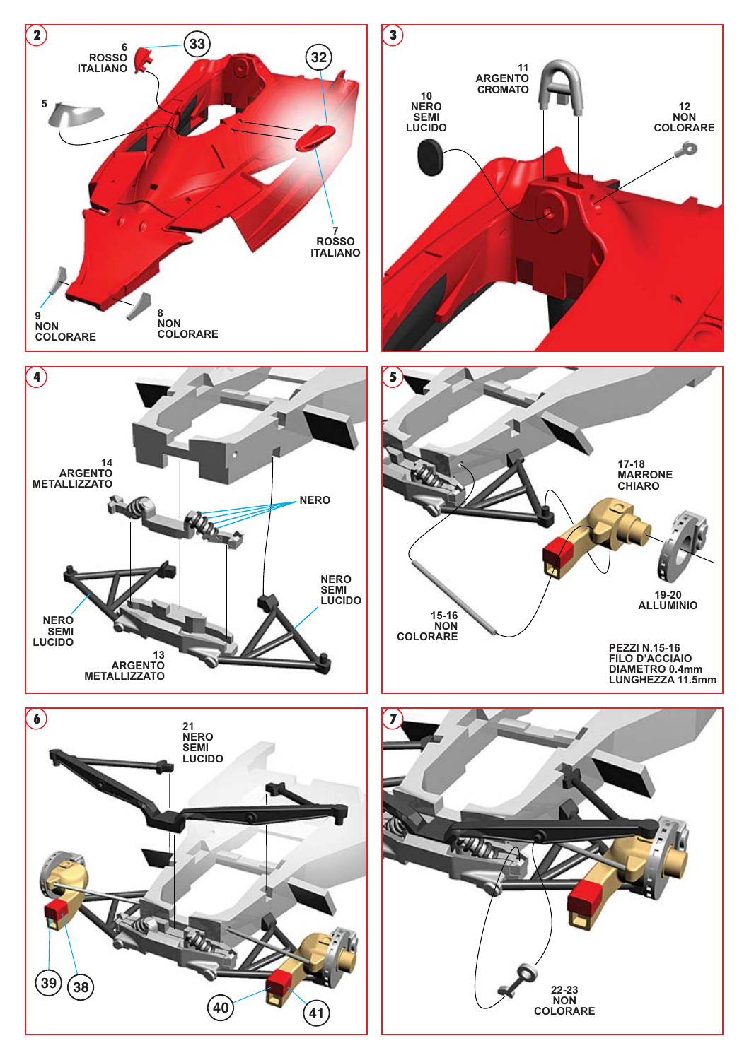## 2

6
ROSSO
ITALIANO

33

32

5

7
ROSSO
ITALIANO

9
NON
COLORARE

8
NON
COLORARE

## 3

11
ARGENTO
CROMATO

10
NERO
SEMI
LUCIDO

12
NON
COLORARE

## 4

14
ARGENTO
METALLIZZATO

NERO

NERO
SEMI
LUCIDO

NERO
SEMI
LUCIDO

13
ARGENTO
METALLIZZATO

## 5

17-18
MARRONE
CHIARO

19-20
ALLUMINIO

15-16
NON
COLORARE

PEZZI N.15-16
FILO D'ACCIAIO
DIAMETRO 0.4mm
LUNGHEZZA 11.5mm

## 6

21
NERO
SEMI
LUCIDO

39 38

40 41

## 7

22-23
NON
COLORARE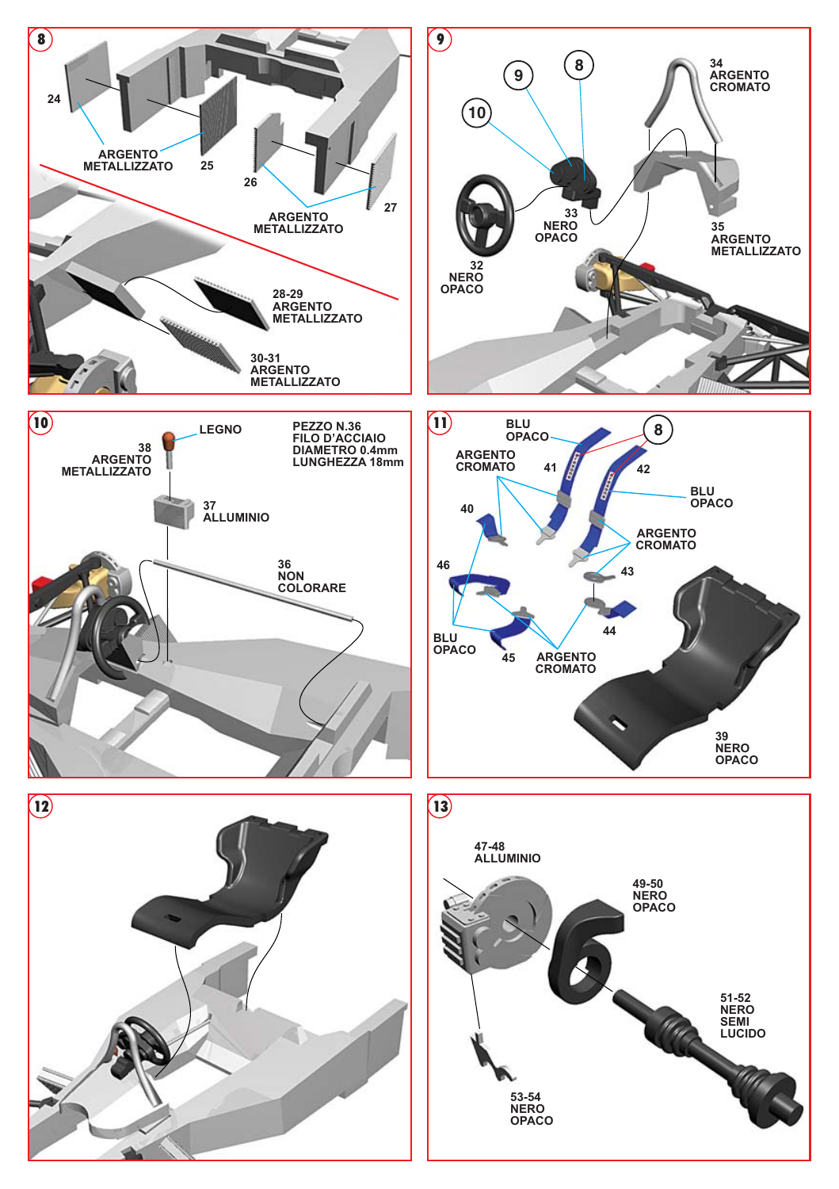## 8

24

ARGENTO METALLIZZATO

25

26

27

ARGENTO METALLIZZATO

28-29
ARGENTO METALLIZZATO

30-31
ARGENTO METALLIZZATO

## 9

10

9

8

34
ARGENTO CROMATO

33
NERO OPACO

35
ARGENTO METALLIZZATO

32
NERO OPACO

## 10

LEGNO

38
ARGENTO METALLIZZATO

PEZZO N.36
FILO D'ACCIAIO
DIAMETRO 0.4mm
LUNGHEZZA 18mm

37
ALLUMINIO

36
NON COLORARE

## 11

BLU OPACO

8

ARGENTO CROMATO

41

42

BLU OPACO

40

ARGENTO CROMATO

46

43

44

BLU OPACO

45

ARGENTO CROMATO

39
NERO OPACO

## 12

## 13

47-48
ALLUMINIO

49-50
NERO OPACO

51-52
NERO SEMI LUCIDO

53-54
NERO OPACO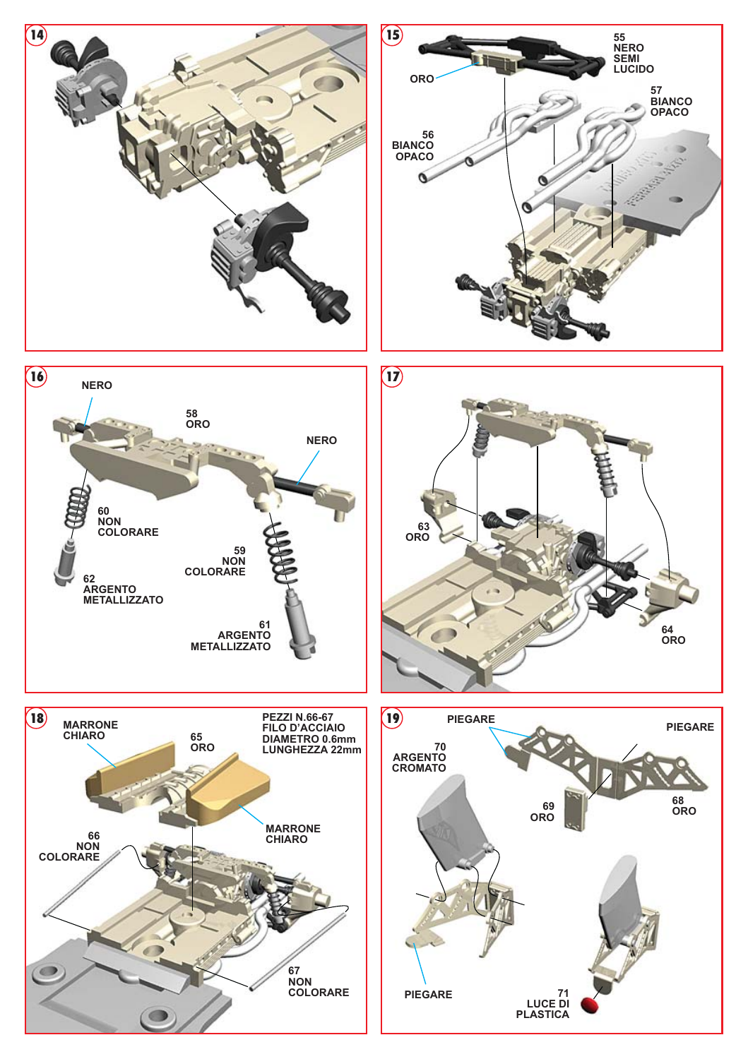## 14

## 15

55
NERO
SEMI
LUCIDO

ORO

57
BIANCO
OPACO

56
BIANCO
OPACO

## 16

NERO

58
ORO

NERO

60
NON
COLORARE

59
NON
COLORARE

62
ARGENTO
METALLIZZATO

61
ARGENTO
METALLIZZATO

## 17

63
ORO

64
ORO

## 18

MARRONE
CHIARO

65
ORO

PEZZI N.66-67
FILO D'ACCIAIO
DIAMETRO 0.6mm
LUNGHEZZA 22mm

MARRONE
CHIARO

66
NON
COLORARE

67
NON
COLORARE

## 19

PIEGARE

PIEGARE

70
ARGENTO
CROMATO

69
ORO

68
ORO

PIEGARE

71
LUCE DI
PLASTICA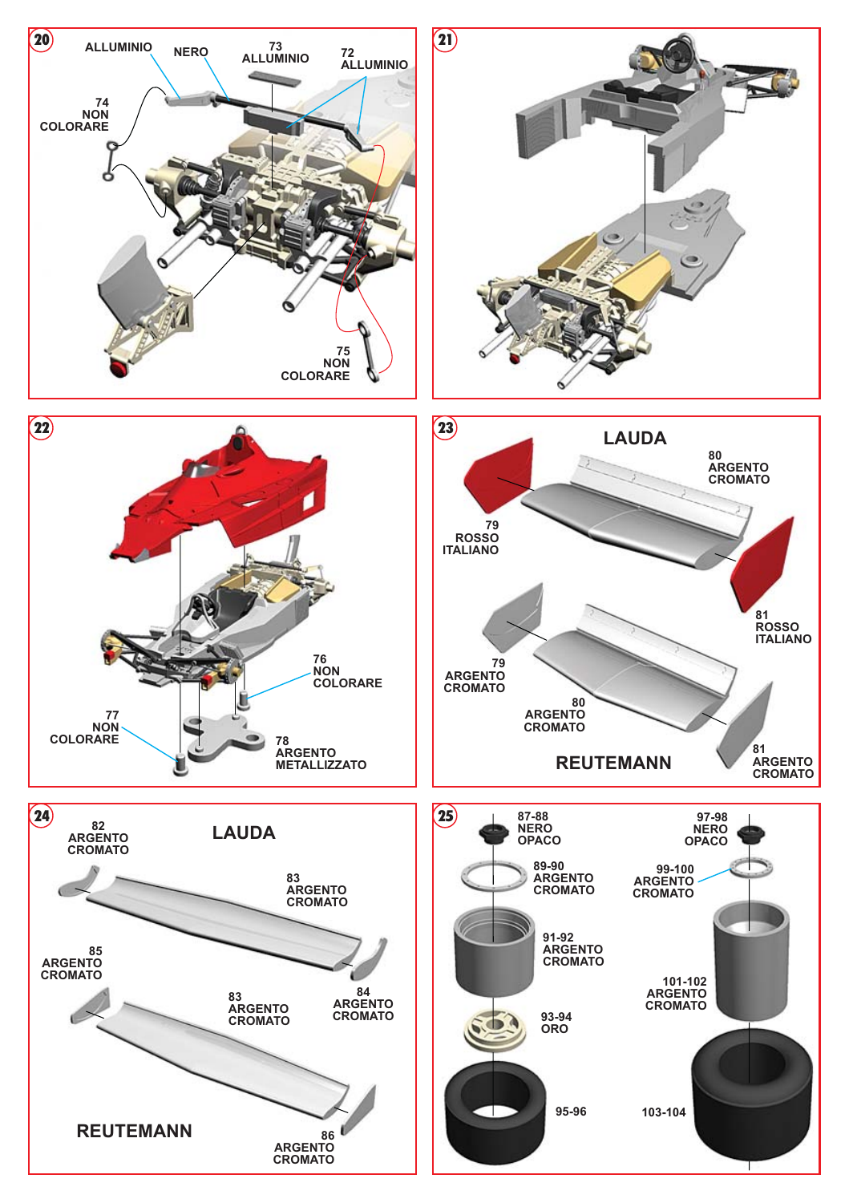## 20

ALLUMINIO

NERO

73
ALLUMINIO

72
ALLUMINIO

74
NON
COLORARE

75
NON
COLORARE

## 21

## 22

76
NON
COLORARE

77
NON
COLORARE

78
ARGENTO
METALLIZZATO

## 23

LAUDA

80
ARGENTO
CROMATO

79
ROSSO
ITALIANO

81
ROSSO
ITALIANO

79
ARGENTO
CROMATO

80
ARGENTO
CROMATO

REUTEMANN

81
ARGENTO
CROMATO

## 24

82
ARGENTO
CROMATO

LAUDA

83
ARGENTO
CROMATO

85
ARGENTO
CROMATO

83
ARGENTO
CROMATO

84
ARGENTO
CROMATO

REUTEMANN

86
ARGENTO
CROMATO

## 25

87-88
NERO
OPACO

89-90
ARGENTO
CROMATO

91-92
ARGENTO
CROMATO

93-94
ORO

95-96

97-98
NERO
OPACO

99-100
ARGENTO
CROMATO

101-102
ARGENTO
CROMATO

103-104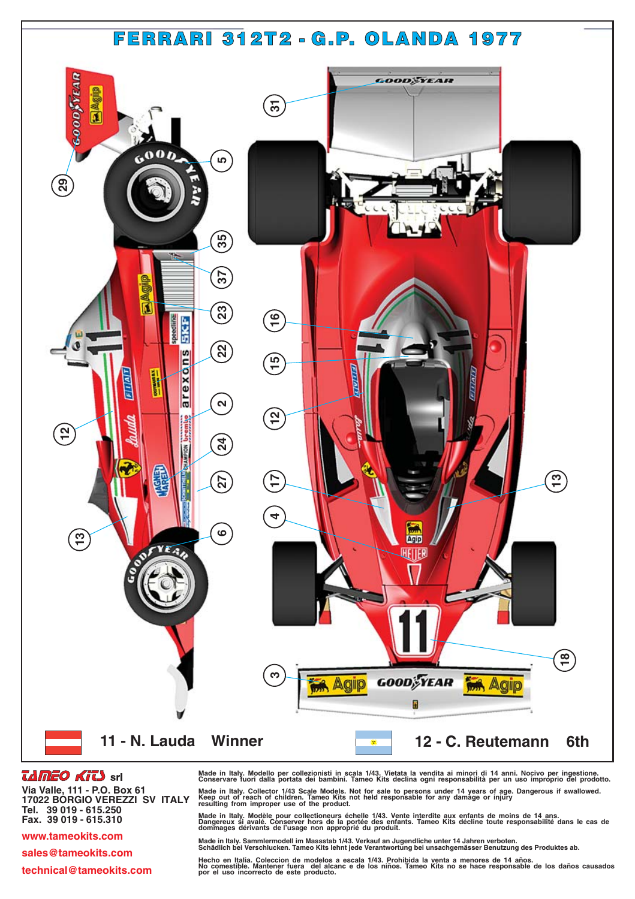# FERRARI 312T2 - G.P. OLANDA 1977

11 - N. Lauda Winner

12 - C. Reutemann 6th

**TAMEO KITS srl**
Via Valle, 111 - P.O. Box 61
17022 BORGIO VEREZZI SV ITALY
Tel. 39 019 - 615.250
Fax. 39 019 - 615.310

www.tameokits.com
sales@tameokits.com
technical@tameokits.com

Made in Italy. Modello per collezionisti in scala 1/43. Vietata la vendita ai minori di 14 anni. Nocivo per ingestione. Conservare fuori dalla portata dei bambini. Tameo Kits declina ogni responsabilità per un uso improprio del prodotto.

Made in Italy. Collector 1/43 Scale Models. Not for sale to persons under 14 years of age. Dangerous if swallowed. Keep out of reach of children. Tameo Kits not held responsable for any damage or injury resulting from improper use of the product.

Made in Italy. Modèle pour collectionneurs échelle 1/43. Vente interdite aux enfants de moins de 14 ans. Dangereux si avalé. Conserver hors de la portée des enfants. Tameo Kits décline toute responsabilité dans le cas de dommages dérivants de l'usage non approprié du produit.

Made in Italy. Sammlermodell im Massstab 1/43. Verkauf an Jugendliche unter 14 Jahren verboten. Schädlich bei Verschlucken. Tameo Kits lehnt jede Verantwortung bei unsachgemässer Benutzung des Produktes ab.

Hecho en Italia. Coleccion de modelos a escala 1/43. Prohibida la venta a menores de 14 años. No comestible. Mantener fuera del alcanc e de los niños. Tameo Kits no se hace responsable de los daños causados por el uso incorrecto de este producto.